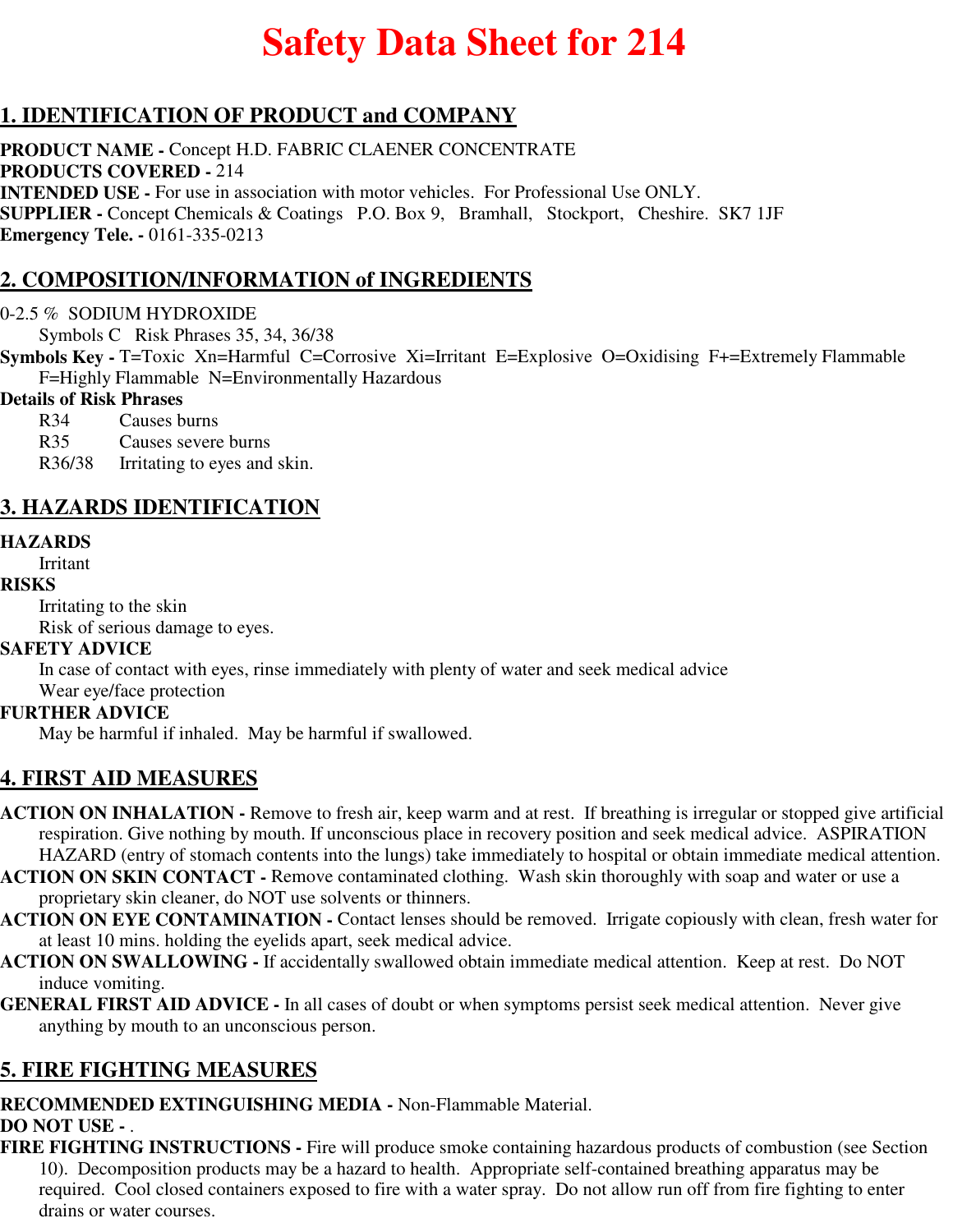# Safety Data Sheet for 214

## 1. IDENTIFICATION OF PRODUCT and COMPANY

**PRODUCT NAME -** Concept H.D. FABRIC CLAENER CONCENTRATE
**PRODUCTS COVERED -** 214
**INTENDED USE -** For use in association with motor vehicles. For Professional Use ONLY.
**SUPPLIER -** Concept Chemicals & Coatings P.O. Box 9, Bramhall, Stockport, Cheshire. SK7 1JF
**Emergency Tele. -** 0161-335-0213

## 2. COMPOSITION/INFORMATION of INGREDIENTS

0-2.5 % SODIUM HYDROXIDE
Symbols C Risk Phrases 35, 34, 36/38

**Symbols Key -** T=Toxic Xn=Harmful C=Corrosive Xi=Irritant E=Explosive O=Oxidising F+=Extremely Flammable F=Highly Flammable N=Environmentally Hazardous

**Details of Risk Phrases**

- R34 Causes burns
- R35 Causes severe burns
- R36/38 Irritating to eyes and skin.

## 3. HAZARDS IDENTIFICATION

**HAZARDS**
Irritant

**RISKS**
Irritating to the skin
Risk of serious damage to eyes.

**SAFETY ADVICE**
In case of contact with eyes, rinse immediately with plenty of water and seek medical advice
Wear eye/face protection

**FURTHER ADVICE**
May be harmful if inhaled. May be harmful if swallowed.

## 4. FIRST AID MEASURES

**ACTION ON INHALATION -** Remove to fresh air, keep warm and at rest. If breathing is irregular or stopped give artificial respiration. Give nothing by mouth. If unconscious place in recovery position and seek medical advice. ASPIRATION HAZARD (entry of stomach contents into the lungs) take immediately to hospital or obtain immediate medical attention.

**ACTION ON SKIN CONTACT -** Remove contaminated clothing. Wash skin thoroughly with soap and water or use a proprietary skin cleaner, do NOT use solvents or thinners.

**ACTION ON EYE CONTAMINATION -** Contact lenses should be removed. Irrigate copiously with clean, fresh water for at least 10 mins. holding the eyelids apart, seek medical advice.

**ACTION ON SWALLOWING -** If accidentally swallowed obtain immediate medical attention. Keep at rest. Do NOT induce vomiting.

**GENERAL FIRST AID ADVICE -** In all cases of doubt or when symptoms persist seek medical attention. Never give anything by mouth to an unconscious person.

## 5. FIRE FIGHTING MEASURES

**RECOMMENDED EXTINGUISHING MEDIA -** Non-Flammable Material.
**DO NOT USE -** .
**FIRE FIGHTING INSTRUCTIONS -** Fire will produce smoke containing hazardous products of combustion (see Section 10). Decomposition products may be a hazard to health. Appropriate self-contained breathing apparatus may be required. Cool closed containers exposed to fire with a water spray. Do not allow run off from fire fighting to enter drains or water courses.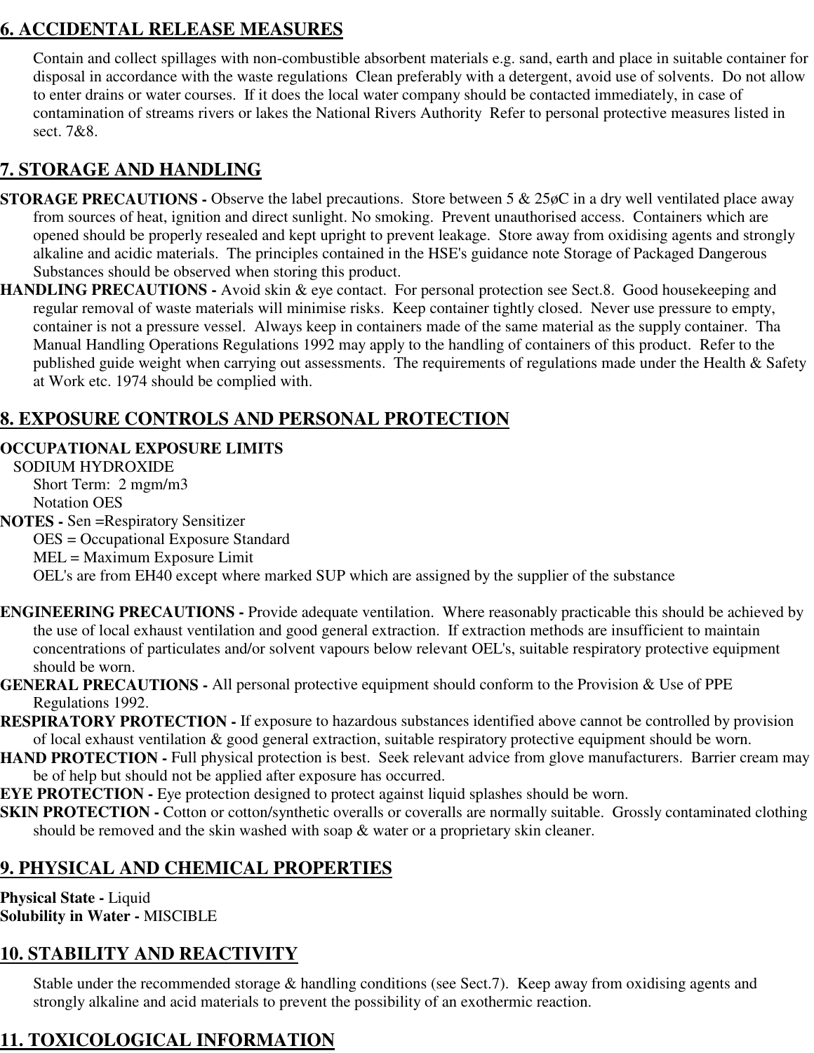## 6. ACCIDENTAL RELEASE MEASURES

Contain and collect spillages with non-combustible absorbent materials e.g. sand, earth and place in suitable container for disposal in accordance with the waste regulations  Clean preferably with a detergent, avoid use of solvents.  Do not allow to enter drains or water courses.  If it does the local water company should be contacted immediately, in case of contamination of streams rivers or lakes the National Rivers Authority  Refer to personal protective measures listed in sect. 7&8.

## 7. STORAGE AND HANDLING

**STORAGE PRECAUTIONS -** Observe the label precautions.  Store between 5 & 25øC in a dry well ventilated place away from sources of heat, ignition and direct sunlight. No smoking.  Prevent unauthorised access.  Containers which are opened should be properly resealed and kept upright to prevent leakage.  Store away from oxidising agents and strongly alkaline and acidic materials.  The principles contained in the HSE's guidance note Storage of Packaged Dangerous Substances should be observed when storing this product.

**HANDLING PRECAUTIONS -** Avoid skin & eye contact.  For personal protection see Sect.8.  Good housekeeping and regular removal of waste materials will minimise risks.  Keep container tightly closed.  Never use pressure to empty, container is not a pressure vessel.  Always keep in containers made of the same material as the supply container.  Tha Manual Handling Operations Regulations 1992 may apply to the handling of containers of this product.  Refer to the published guide weight when carrying out assessments.  The requirements of regulations made under the Health & Safety at Work etc. 1974 should be complied with.

## 8. EXPOSURE CONTROLS AND PERSONAL PROTECTION

**OCCUPATIONAL EXPOSURE LIMITS**

SODIUM HYDROXIDE

Short Term:  2 mgm/m3

Notation OES

**NOTES -** Sen =Respiratory Sensitizer

OES = Occupational Exposure Standard

MEL = Maximum Exposure Limit

OEL's are from EH40 except where marked SUP which are assigned by the supplier of the substance

**ENGINEERING PRECAUTIONS -** Provide adequate ventilation.  Where reasonably practicable this should be achieved by the use of local exhaust ventilation and good general extraction.  If extraction methods are insufficient to maintain concentrations of particulates and/or solvent vapours below relevant OEL's, suitable respiratory protective equipment should be worn.

**GENERAL PRECAUTIONS -** All personal protective equipment should conform to the Provision & Use of PPE Regulations 1992.

**RESPIRATORY PROTECTION -** If exposure to hazardous substances identified above cannot be controlled by provision of local exhaust ventilation & good general extraction, suitable respiratory protective equipment should be worn.

**HAND PROTECTION -** Full physical protection is best.  Seek relevant advice from glove manufacturers.  Barrier cream may be of help but should not be applied after exposure has occurred.

**EYE PROTECTION -** Eye protection designed to protect against liquid splashes should be worn.

**SKIN PROTECTION -** Cotton or cotton/synthetic overalls or coveralls are normally suitable.  Grossly contaminated clothing should be removed and the skin washed with soap & water or a proprietary skin cleaner.

## 9. PHYSICAL AND CHEMICAL PROPERTIES

**Physical State -** Liquid

**Solubility in Water -** MISCIBLE

## 10. STABILITY AND REACTIVITY

Stable under the recommended storage & handling conditions (see Sect.7).  Keep away from oxidising agents and strongly alkaline and acid materials to prevent the possibility of an exothermic reaction.

## 11. TOXICOLOGICAL INFORMATION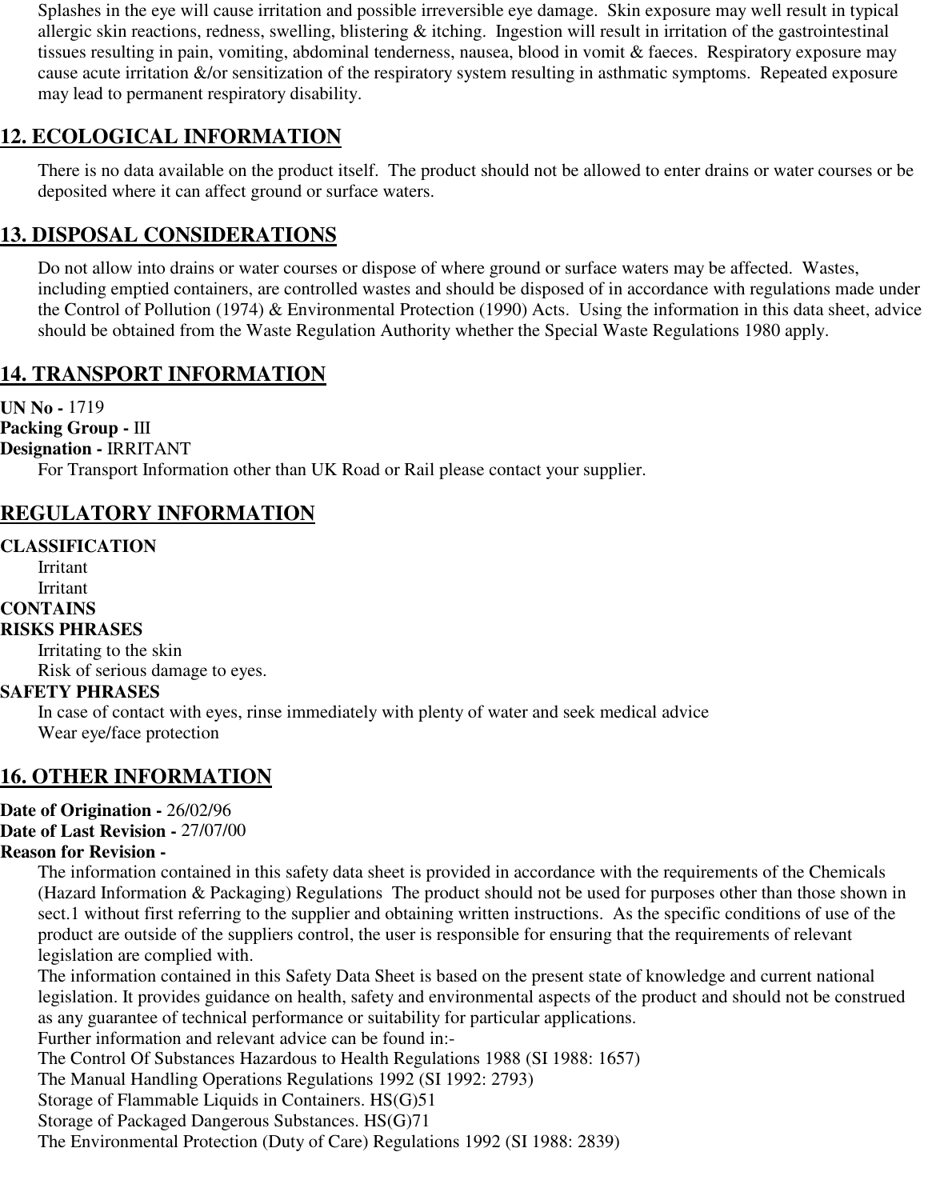Splashes in the eye will cause irritation and possible irreversible eye damage. Skin exposure may well result in typical allergic skin reactions, redness, swelling, blistering & itching. Ingestion will result in irritation of the gastrointestinal tissues resulting in pain, vomiting, abdominal tenderness, nausea, blood in vomit & faeces. Respiratory exposure may cause acute irritation &/or sensitization of the respiratory system resulting in asthmatic symptoms. Repeated exposure may lead to permanent respiratory disability.

## 12. ECOLOGICAL INFORMATION

There is no data available on the product itself. The product should not be allowed to enter drains or water courses or be deposited where it can affect ground or surface waters.

## 13. DISPOSAL CONSIDERATIONS

Do not allow into drains or water courses or dispose of where ground or surface waters may be affected. Wastes, including emptied containers, are controlled wastes and should be disposed of in accordance with regulations made under the Control of Pollution (1974) & Environmental Protection (1990) Acts. Using the information in this data sheet, advice should be obtained from the Waste Regulation Authority whether the Special Waste Regulations 1980 apply.

## 14. TRANSPORT INFORMATION

**UN No -** 1719
**Packing Group -** III
**Designation -** IRRITANT

For Transport Information other than UK Road or Rail please contact your supplier.

## REGULATORY INFORMATION

**CLASSIFICATION**

Irritant
Irritant

**CONTAINS**

**RISKS PHRASES**

Irritating to the skin
Risk of serious damage to eyes.

**SAFETY PHRASES**

In case of contact with eyes, rinse immediately with plenty of water and seek medical advice
Wear eye/face protection

## 16. OTHER INFORMATION

**Date of Origination -** 26/02/96
**Date of Last Revision -** 27/07/00
**Reason for Revision -**

The information contained in this safety data sheet is provided in accordance with the requirements of the Chemicals (Hazard Information & Packaging) Regulations The product should not be used for purposes other than those shown in sect.1 without first referring to the supplier and obtaining written instructions. As the specific conditions of use of the product are outside of the suppliers control, the user is responsible for ensuring that the requirements of relevant legislation are complied with.

The information contained in this Safety Data Sheet is based on the present state of knowledge and current national legislation. It provides guidance on health, safety and environmental aspects of the product and should not be construed as any guarantee of technical performance or suitability for particular applications.

Further information and relevant advice can be found in:-

The Control Of Substances Hazardous to Health Regulations 1988 (SI 1988: 1657)
The Manual Handling Operations Regulations 1992 (SI 1992: 2793)
Storage of Flammable Liquids in Containers. HS(G)51
Storage of Packaged Dangerous Substances. HS(G)71
The Environmental Protection (Duty of Care) Regulations 1992 (SI 1988: 2839)